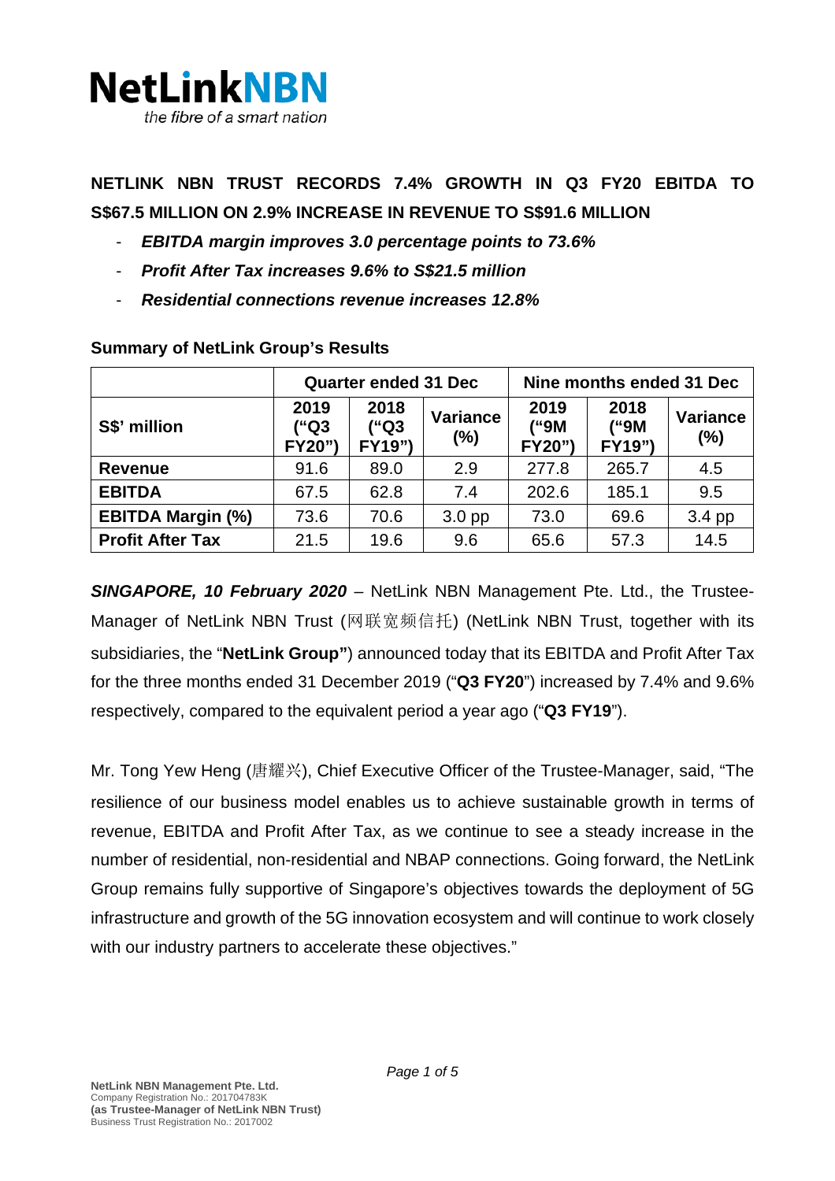NetLinkNBN

*the fibre of a smart nation*

# NETLINK NBN TRUST RECORDS 7.4% GROWTH IN Q3 FY20 EBITDA TO S$67.5 MILLION ON 2.9% INCREASE IN REVENUE TO S$91.6 MILLION

- ***EBITDA margin improves 3.0 percentage points to 73.6%***
- ***Profit After Tax increases 9.6% to S$21.5 million***
- ***Residential connections revenue increases 12.8%***

**Summary of NetLink Group's Results**

| | **Quarter ended 31 Dec** | | | **Nine months ended 31 Dec** | | |
|---|---|---|---|---|---|---|
| **S$' million** | **2019 ("Q3 FY20")** | **2018 ("Q3 FY19")** | **Variance (%)** | **2019 ("9M FY20")** | **2018 ("9M FY19")** | **Variance (%)** |
| **Revenue** | 91.6 | 89.0 | 2.9 | 277.8 | 265.7 | 4.5 |
| **EBITDA** | 67.5 | 62.8 | 7.4 | 202.6 | 185.1 | 9.5 |
| **EBITDA Margin (%)** | 73.6 | 70.6 | 3.0 pp | 73.0 | 69.6 | 3.4 pp |
| **Profit After Tax** | 21.5 | 19.6 | 9.6 | 65.6 | 57.3 | 14.5 |

***SINGAPORE, 10 February 2020*** – NetLink NBN Management Pte. Ltd., the Trustee-Manager of NetLink NBN Trust (网联宽频信托) (NetLink NBN Trust, together with its subsidiaries, the "**NetLink Group"**) announced today that its EBITDA and Profit After Tax for the three months ended 31 December 2019 ("**Q3 FY20**") increased by 7.4% and 9.6% respectively, compared to the equivalent period a year ago ("**Q3 FY19**").

Mr. Tong Yew Heng (唐耀兴), Chief Executive Officer of the Trustee-Manager, said, "The resilience of our business model enables us to achieve sustainable growth in terms of revenue, EBITDA and Profit After Tax, as we continue to see a steady increase in the number of residential, non-residential and NBAP connections. Going forward, the NetLink Group remains fully supportive of Singapore's objectives towards the deployment of 5G infrastructure and growth of the 5G innovation ecosystem and will continue to work closely with our industry partners to accelerate these objectives."

**NetLink NBN Management Pte. Ltd.**
Company Registration No.: 201704783K
**(as Trustee-Manager of NetLink NBN Trust)**
Business Trust Registration No.: 2017002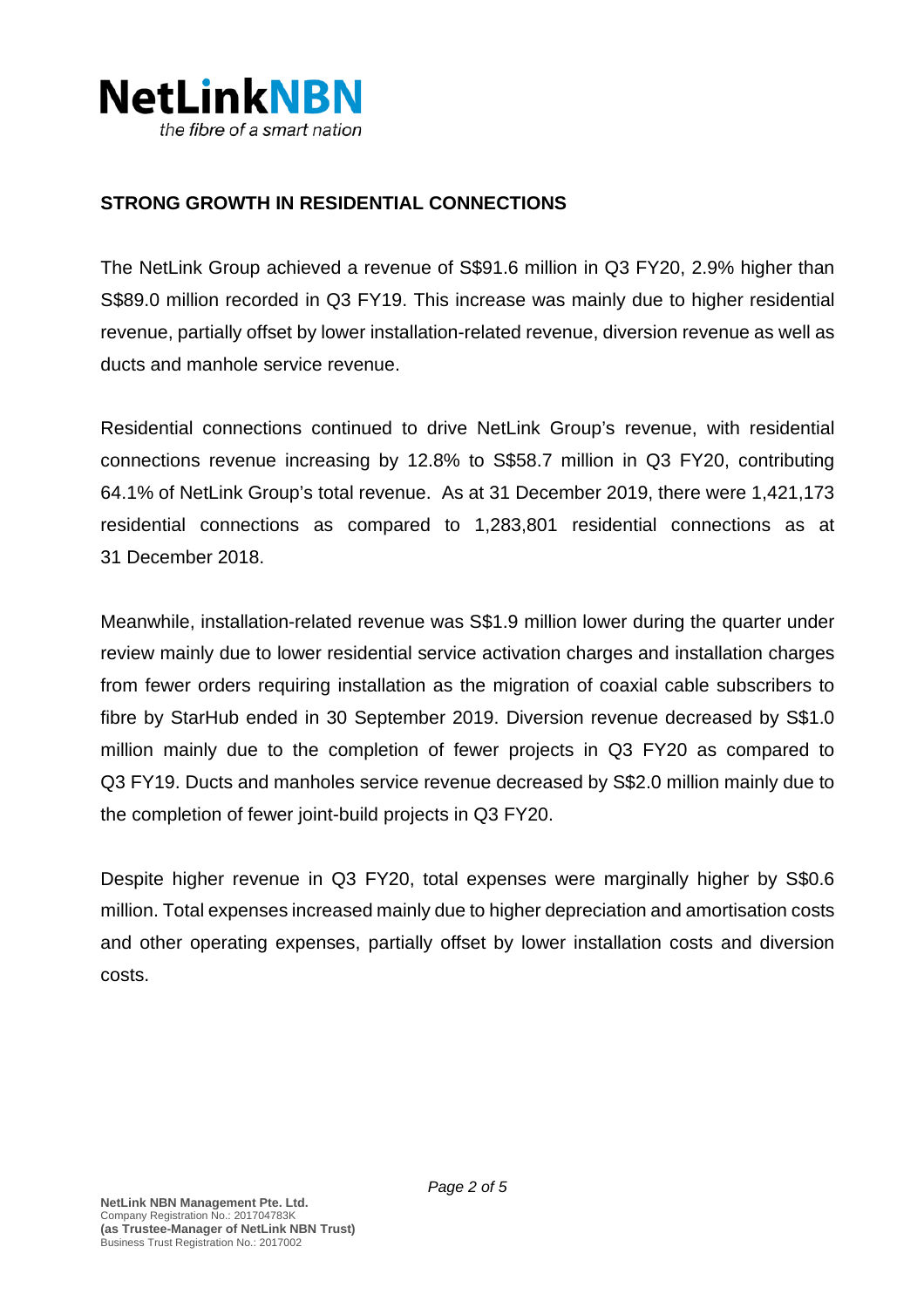## STRONG GROWTH IN RESIDENTIAL CONNECTIONS

The NetLink Group achieved a revenue of S$91.6 million in Q3 FY20, 2.9% higher than S$89.0 million recorded in Q3 FY19. This increase was mainly due to higher residential revenue, partially offset by lower installation-related revenue, diversion revenue as well as ducts and manhole service revenue.

Residential connections continued to drive NetLink Group's revenue, with residential connections revenue increasing by 12.8% to S$58.7 million in Q3 FY20, contributing 64.1% of NetLink Group's total revenue. As at 31 December 2019, there were 1,421,173 residential connections as compared to 1,283,801 residential connections as at 31 December 2018.

Meanwhile, installation-related revenue was S$1.9 million lower during the quarter under review mainly due to lower residential service activation charges and installation charges from fewer orders requiring installation as the migration of coaxial cable subscribers to fibre by StarHub ended in 30 September 2019. Diversion revenue decreased by S$1.0 million mainly due to the completion of fewer projects in Q3 FY20 as compared to Q3 FY19. Ducts and manholes service revenue decreased by S$2.0 million mainly due to the completion of fewer joint-build projects in Q3 FY20.

Despite higher revenue in Q3 FY20, total expenses were marginally higher by S$0.6 million. Total expenses increased mainly due to higher depreciation and amortisation costs and other operating expenses, partially offset by lower installation costs and diversion costs.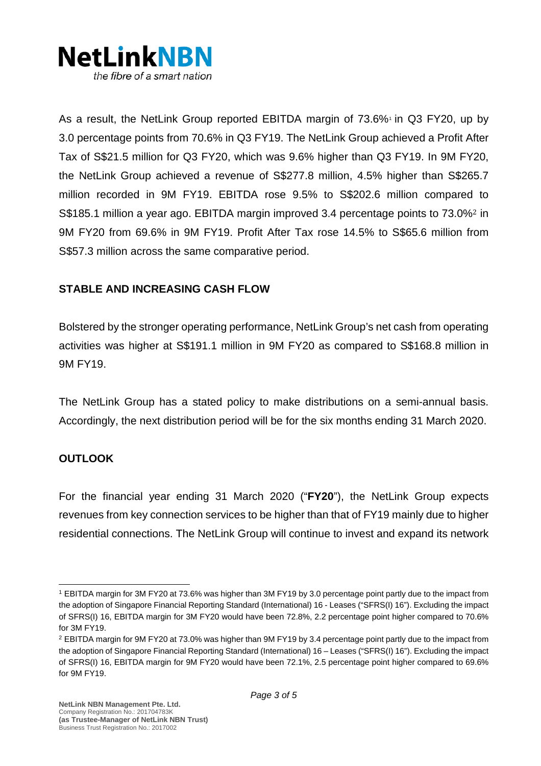As a result, the NetLink Group reported EBITDA margin of 73.6%[1] in Q3 FY20, up by 3.0 percentage points from 70.6% in Q3 FY19. The NetLink Group achieved a Profit After Tax of S$21.5 million for Q3 FY20, which was 9.6% higher than Q3 FY19. In 9M FY20, the NetLink Group achieved a revenue of S$277.8 million, 4.5% higher than S$265.7 million recorded in 9M FY19. EBITDA rose 9.5% to S$202.6 million compared to S$185.1 million a year ago. EBITDA margin improved 3.4 percentage points to 73.0%[2] in 9M FY20 from 69.6% in 9M FY19. Profit After Tax rose 14.5% to S$65.6 million from S$57.3 million across the same comparative period.

## STABLE AND INCREASING CASH FLOW

Bolstered by the stronger operating performance, NetLink Group's net cash from operating activities was higher at S$191.1 million in 9M FY20 as compared to S$168.8 million in 9M FY19.

The NetLink Group has a stated policy to make distributions on a semi-annual basis. Accordingly, the next distribution period will be for the six months ending 31 March 2020.

## OUTLOOK

For the financial year ending 31 March 2020 ("**FY20**"), the NetLink Group expects revenues from key connection services to be higher than that of FY19 mainly due to higher residential connections. The NetLink Group will continue to invest and expand its network

---

[1] EBITDA margin for 3M FY20 at 73.6% was higher than 3M FY19 by 3.0 percentage point partly due to the impact from the adoption of Singapore Financial Reporting Standard (International) 16 - Leases ("SFRS(I) 16"). Excluding the impact of SFRS(I) 16, EBITDA margin for 3M FY20 would have been 72.8%, 2.2 percentage point higher compared to 70.6% for 3M FY19.

[2] EBITDA margin for 9M FY20 at 73.0% was higher than 9M FY19 by 3.4 percentage point partly due to the impact from the adoption of Singapore Financial Reporting Standard (International) 16 – Leases ("SFRS(I) 16"). Excluding the impact of SFRS(I) 16, EBITDA margin for 9M FY20 would have been 72.1%, 2.5 percentage point higher compared to 69.6% for 9M FY19.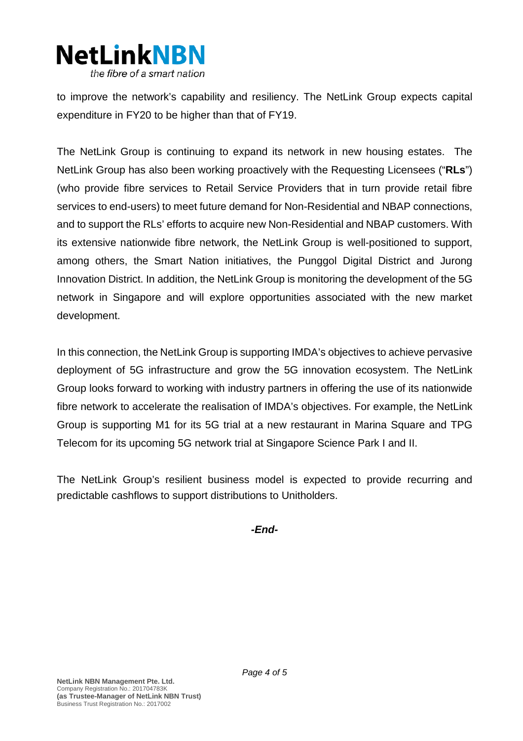to improve the network's capability and resiliency. The NetLink Group expects capital expenditure in FY20 to be higher than that of FY19.

The NetLink Group is continuing to expand its network in new housing estates. The NetLink Group has also been working proactively with the Requesting Licensees ("**RLs**") (who provide fibre services to Retail Service Providers that in turn provide retail fibre services to end-users) to meet future demand for Non-Residential and NBAP connections, and to support the RLs' efforts to acquire new Non-Residential and NBAP customers. With its extensive nationwide fibre network, the NetLink Group is well-positioned to support, among others, the Smart Nation initiatives, the Punggol Digital District and Jurong Innovation District. In addition, the NetLink Group is monitoring the development of the 5G network in Singapore and will explore opportunities associated with the new market development.

In this connection, the NetLink Group is supporting IMDA's objectives to achieve pervasive deployment of 5G infrastructure and grow the 5G innovation ecosystem. The NetLink Group looks forward to working with industry partners in offering the use of its nationwide fibre network to accelerate the realisation of IMDA's objectives. For example, the NetLink Group is supporting M1 for its 5G trial at a new restaurant in Marina Square and TPG Telecom for its upcoming 5G network trial at Singapore Science Park I and II.

The NetLink Group's resilient business model is expected to provide recurring and predictable cashflows to support distributions to Unitholders.

***-End-***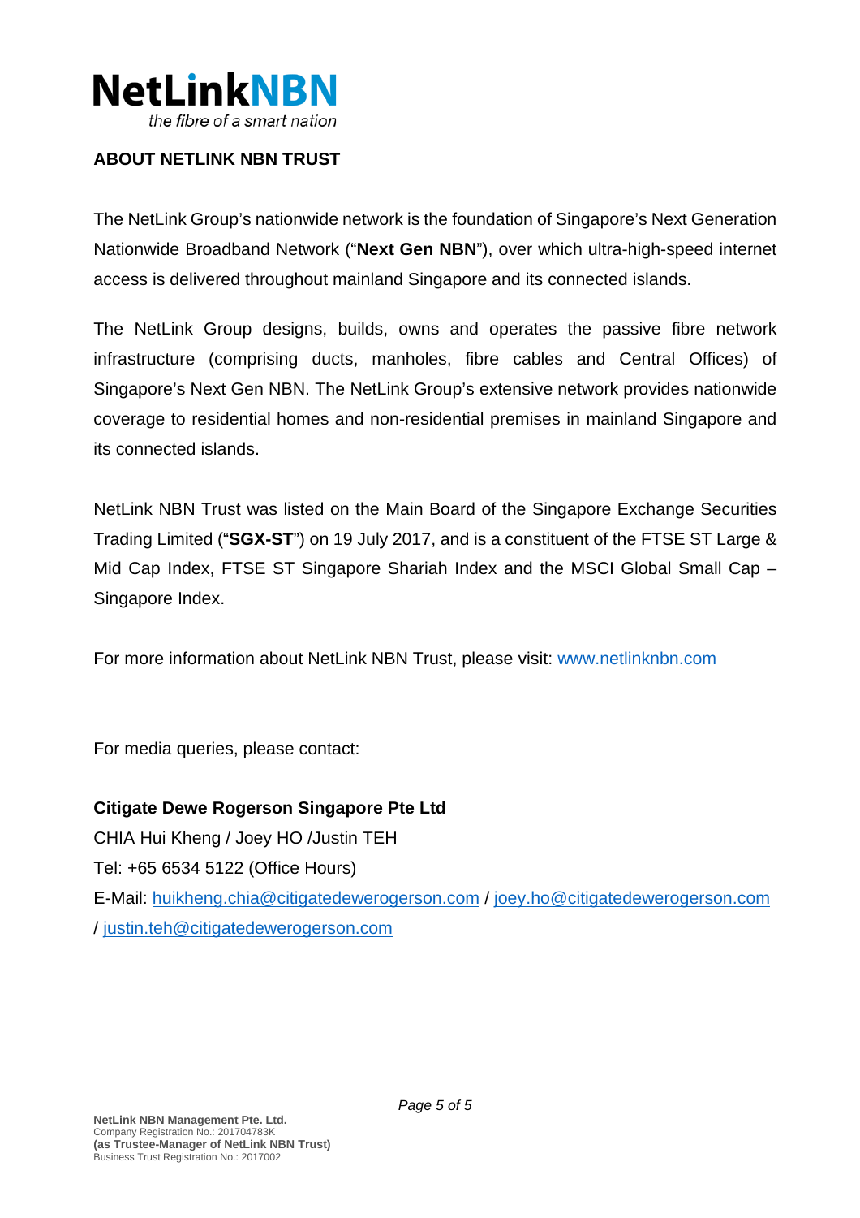NetLinkNBN
*the fibre of a smart nation*

**ABOUT NETLINK NBN TRUST**

The NetLink Group's nationwide network is the foundation of Singapore's Next Generation Nationwide Broadband Network ("**Next Gen NBN**"), over which ultra-high-speed internet access is delivered throughout mainland Singapore and its connected islands.

The NetLink Group designs, builds, owns and operates the passive fibre network infrastructure (comprising ducts, manholes, fibre cables and Central Offices) of Singapore's Next Gen NBN. The NetLink Group's extensive network provides nationwide coverage to residential homes and non-residential premises in mainland Singapore and its connected islands.

NetLink NBN Trust was listed on the Main Board of the Singapore Exchange Securities Trading Limited ("**SGX-ST**") on 19 July 2017, and is a constituent of the FTSE ST Large & Mid Cap Index, FTSE ST Singapore Shariah Index and the MSCI Global Small Cap – Singapore Index.

For more information about NetLink NBN Trust, please visit: www.netlinknbn.com

For media queries, please contact:

**Citigate Dewe Rogerson Singapore Pte Ltd**
CHIA Hui Kheng / Joey HO /Justin TEH
Tel: +65 6534 5122 (Office Hours)
E-Mail: huikheng.chia@citigatedewerogerson.com / joey.ho@citigatedewerogerson.com / justin.teh@citigatedewerogerson.com

**NetLink NBN Management Pte. Ltd.**
Company Registration No.: 201704783K
**(as Trustee-Manager of NetLink NBN Trust)**
Business Trust Registration No.: 2017002